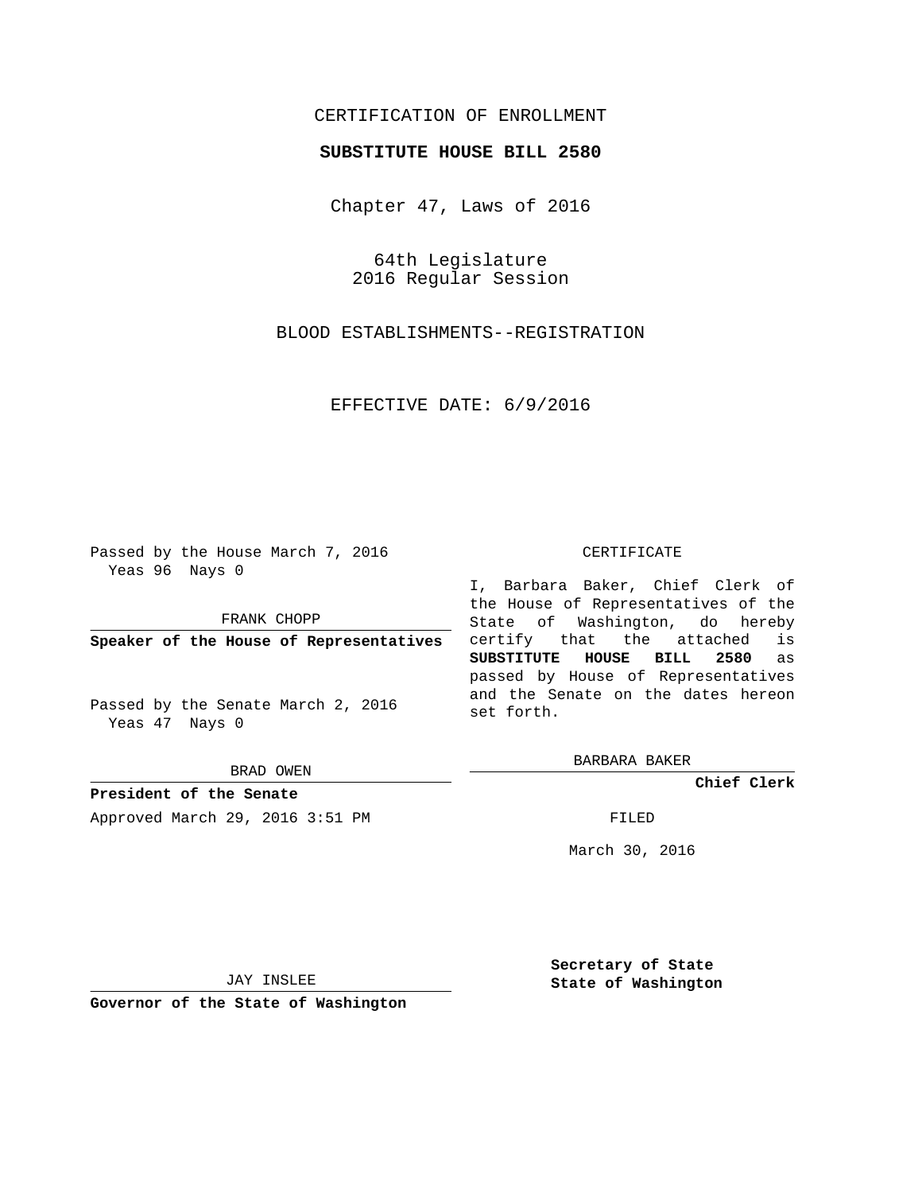CERTIFICATION OF ENROLLMENT

# SUBSTITUTE HOUSE BILL 2580

Chapter 47, Laws of 2016

64th Legislature
2016 Regular Session

BLOOD ESTABLISHMENTS--REGISTRATION

EFFECTIVE DATE: 6/9/2016

Passed by the House March 7, 2016
Yeas 96 Nays 0

FRANK CHOPP

**Speaker of the House of Representatives**

Passed by the Senate March 2, 2016
Yeas 47 Nays 0

BRAD OWEN

**President of the Senate**

Approved March 29, 2016 3:51 PM

JAY INSLEE

**Governor of the State of Washington**

CERTIFICATE

I, Barbara Baker, Chief Clerk of the House of Representatives of the State of Washington, do hereby certify that the attached is **SUBSTITUTE HOUSE BILL 2580** as passed by House of Representatives and the Senate on the dates hereon set forth.

BARBARA BAKER

**Chief Clerk**

FILED

March 30, 2016

**Secretary of State**
**State of Washington**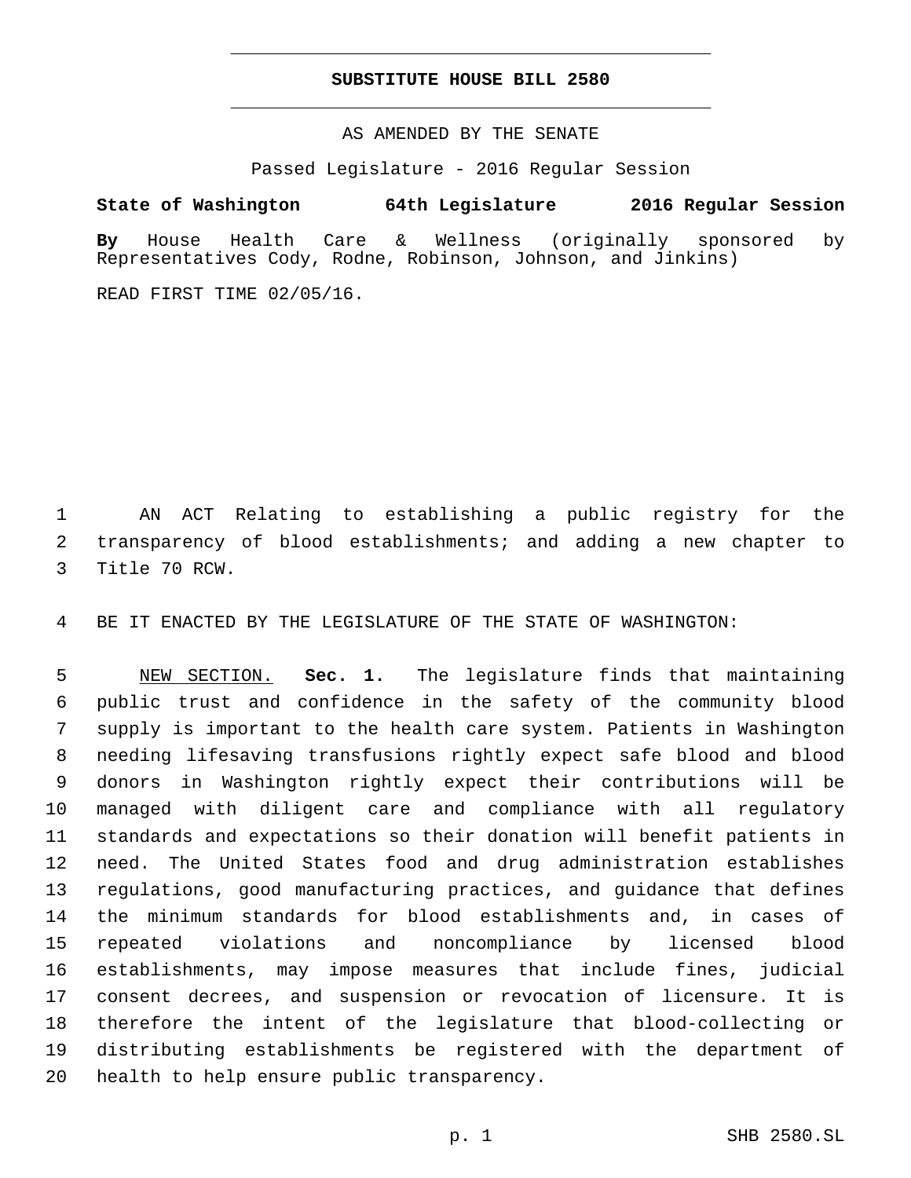# SUBSTITUTE HOUSE BILL 2580

AS AMENDED BY THE SENATE

Passed Legislature - 2016 Regular Session

**State of Washington 64th Legislature 2016 Regular Session**

**By** House Health Care & Wellness (originally sponsored by Representatives Cody, Rodne, Robinson, Johnson, and Jinkins)

READ FIRST TIME 02/05/16.

1 AN ACT Relating to establishing a public registry for the
2 transparency of blood establishments; and adding a new chapter to
3 Title 70 RCW.

4 BE IT ENACTED BY THE LEGISLATURE OF THE STATE OF WASHINGTON:

5 NEW SECTION. **Sec. 1.** The legislature finds that maintaining
6 public trust and confidence in the safety of the community blood
7 supply is important to the health care system. Patients in Washington
8 needing lifesaving transfusions rightly expect safe blood and blood
9 donors in Washington rightly expect their contributions will be
10 managed with diligent care and compliance with all regulatory
11 standards and expectations so their donation will benefit patients in
12 need. The United States food and drug administration establishes
13 regulations, good manufacturing practices, and guidance that defines
14 the minimum standards for blood establishments and, in cases of
15 repeated violations and noncompliance by licensed blood
16 establishments, may impose measures that include fines, judicial
17 consent decrees, and suspension or revocation of licensure. It is
18 therefore the intent of the legislature that blood-collecting or
19 distributing establishments be registered with the department of
20 health to help ensure public transparency.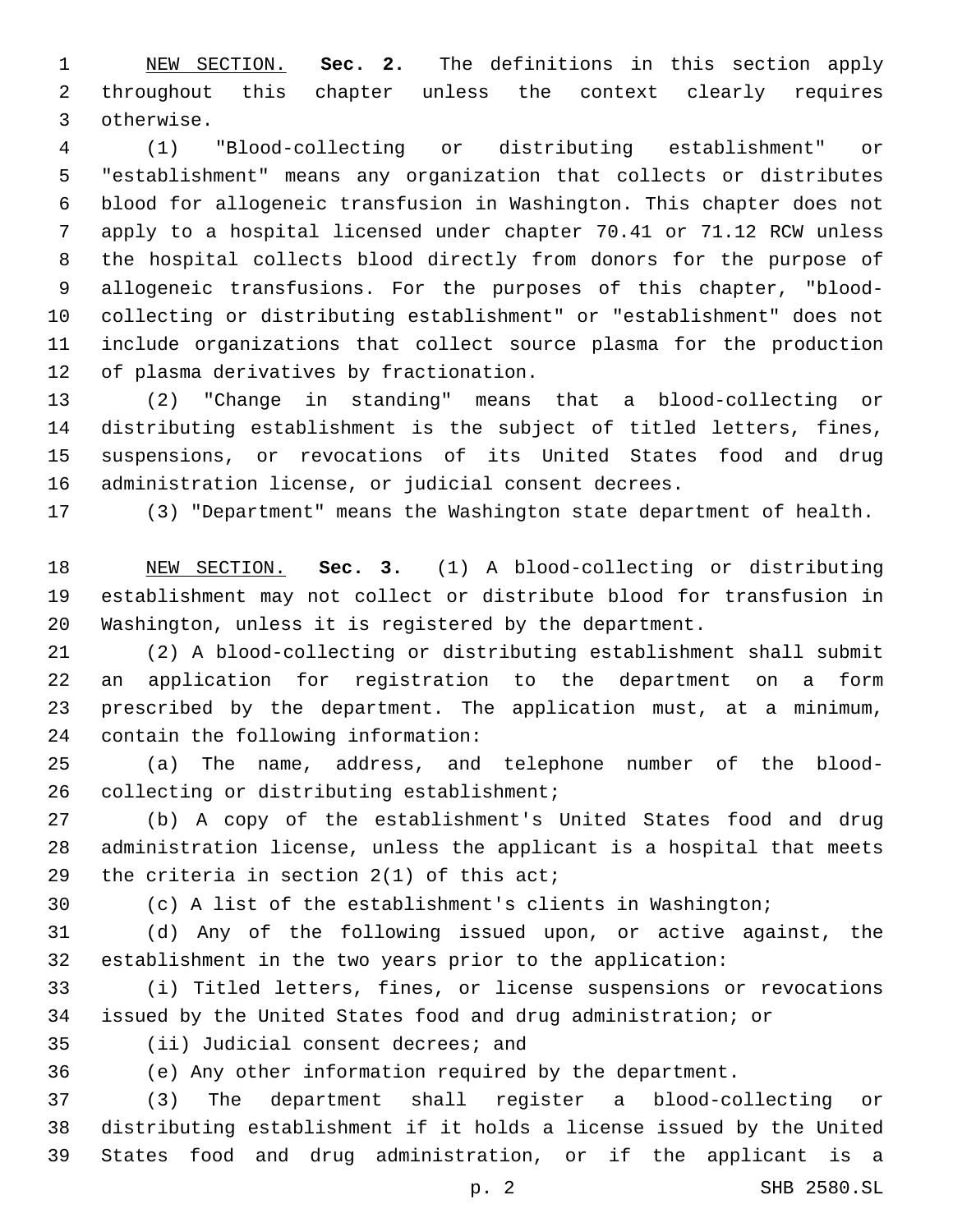NEW SECTION. **Sec. 2.** The definitions in this section apply throughout this chapter unless the context clearly requires otherwise.

(1) "Blood-collecting or distributing establishment" or "establishment" means any organization that collects or distributes blood for allogeneic transfusion in Washington. This chapter does not apply to a hospital licensed under chapter 70.41 or 71.12 RCW unless the hospital collects blood directly from donors for the purpose of allogeneic transfusions. For the purposes of this chapter, "blood-collecting or distributing establishment" or "establishment" does not include organizations that collect source plasma for the production of plasma derivatives by fractionation.

(2) "Change in standing" means that a blood-collecting or distributing establishment is the subject of titled letters, fines, suspensions, or revocations of its United States food and drug administration license, or judicial consent decrees.

(3) "Department" means the Washington state department of health.

NEW SECTION. **Sec. 3.** (1) A blood-collecting or distributing establishment may not collect or distribute blood for transfusion in Washington, unless it is registered by the department.

(2) A blood-collecting or distributing establishment shall submit an application for registration to the department on a form prescribed by the department. The application must, at a minimum, contain the following information:

(a) The name, address, and telephone number of the blood-collecting or distributing establishment;

(b) A copy of the establishment's United States food and drug administration license, unless the applicant is a hospital that meets the criteria in section 2(1) of this act;

(c) A list of the establishment's clients in Washington;

(d) Any of the following issued upon, or active against, the establishment in the two years prior to the application:

(i) Titled letters, fines, or license suspensions or revocations issued by the United States food and drug administration; or

(ii) Judicial consent decrees; and

(e) Any other information required by the department.

(3) The department shall register a blood-collecting or distributing establishment if it holds a license issued by the United States food and drug administration, or if the applicant is a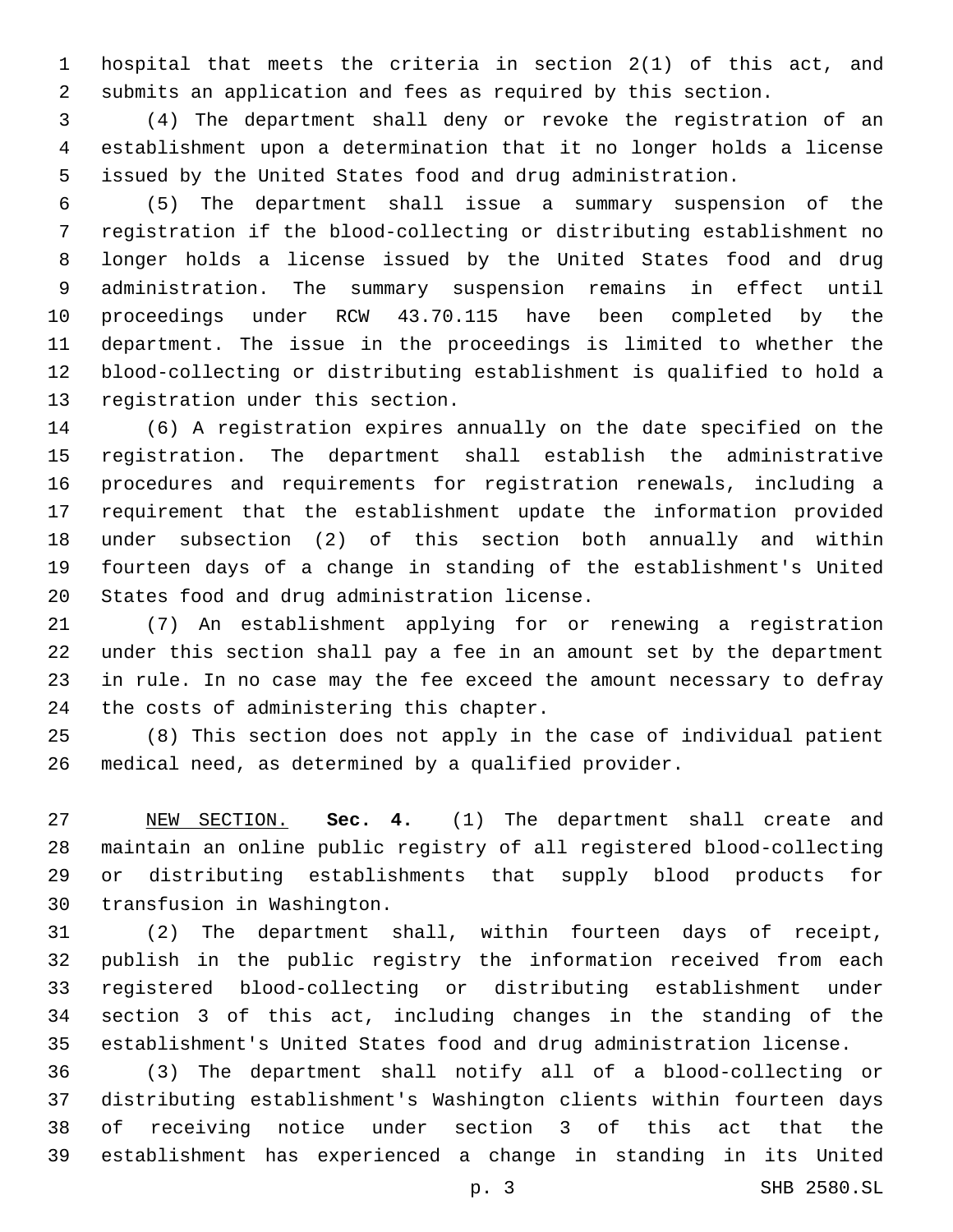hospital that meets the criteria in section 2(1) of this act, and submits an application and fees as required by this section.

(4) The department shall deny or revoke the registration of an establishment upon a determination that it no longer holds a license issued by the United States food and drug administration.

(5) The department shall issue a summary suspension of the registration if the blood-collecting or distributing establishment no longer holds a license issued by the United States food and drug administration. The summary suspension remains in effect until proceedings under RCW 43.70.115 have been completed by the department. The issue in the proceedings is limited to whether the blood-collecting or distributing establishment is qualified to hold a registration under this section.

(6) A registration expires annually on the date specified on the registration. The department shall establish the administrative procedures and requirements for registration renewals, including a requirement that the establishment update the information provided under subsection (2) of this section both annually and within fourteen days of a change in standing of the establishment's United States food and drug administration license.

(7) An establishment applying for or renewing a registration under this section shall pay a fee in an amount set by the department in rule. In no case may the fee exceed the amount necessary to defray the costs of administering this chapter.

(8) This section does not apply in the case of individual patient medical need, as determined by a qualified provider.

NEW SECTION. **Sec. 4.** (1) The department shall create and maintain an online public registry of all registered blood-collecting or distributing establishments that supply blood products for transfusion in Washington.

(2) The department shall, within fourteen days of receipt, publish in the public registry the information received from each registered blood-collecting or distributing establishment under section 3 of this act, including changes in the standing of the establishment's United States food and drug administration license.

(3) The department shall notify all of a blood-collecting or distributing establishment's Washington clients within fourteen days of receiving notice under section 3 of this act that the establishment has experienced a change in standing in its United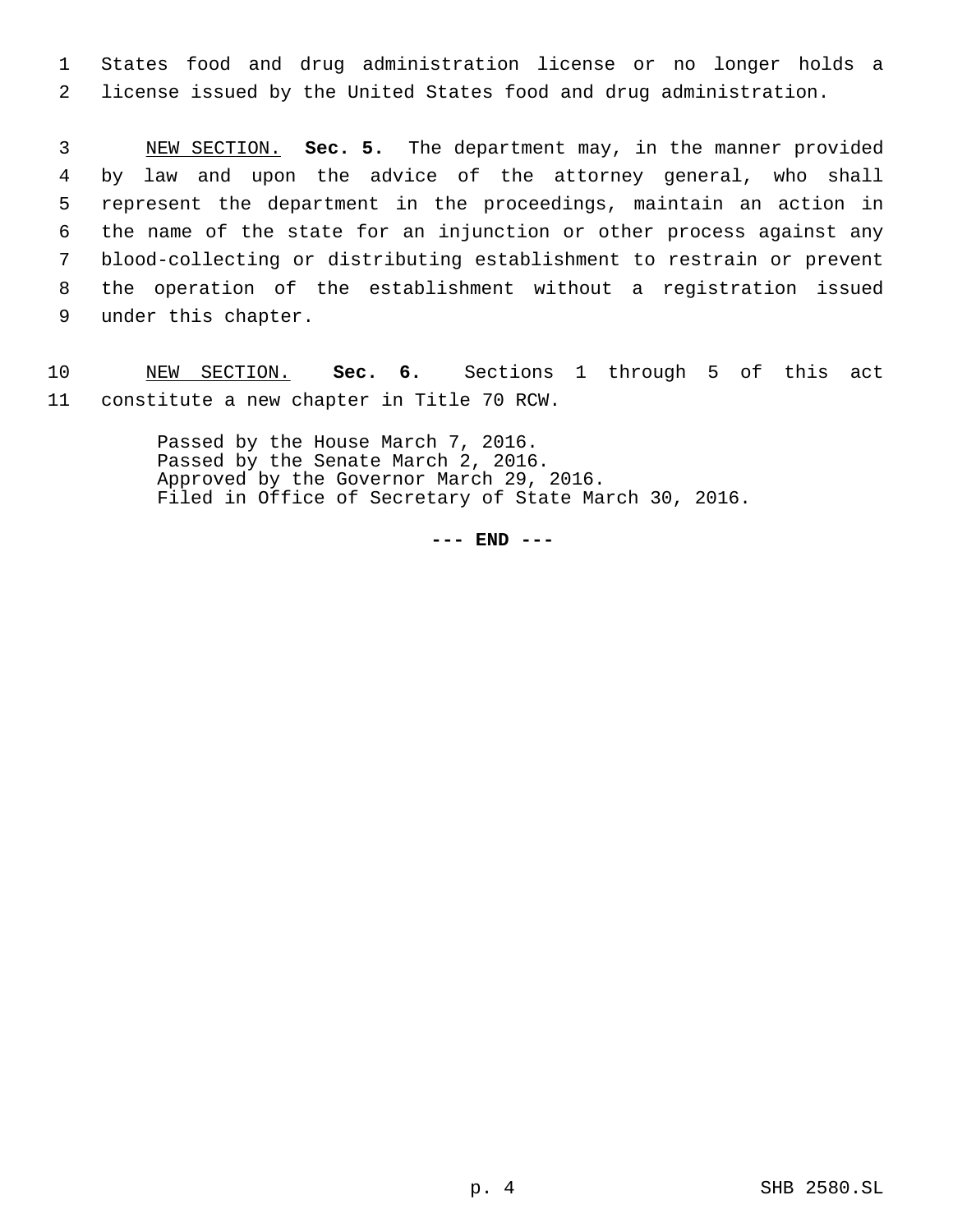States food and drug administration license or no longer holds a license issued by the United States food and drug administration.

NEW SECTION. **Sec. 5.** The department may, in the manner provided by law and upon the advice of the attorney general, who shall represent the department in the proceedings, maintain an action in the name of the state for an injunction or other process against any blood-collecting or distributing establishment to restrain or prevent the operation of the establishment without a registration issued under this chapter.

NEW SECTION. **Sec. 6.** Sections 1 through 5 of this act constitute a new chapter in Title 70 RCW.

Passed by the House March 7, 2016.
Passed by the Senate March 2, 2016.
Approved by the Governor March 29, 2016.
Filed in Office of Secretary of State March 30, 2016.

**--- END ---**